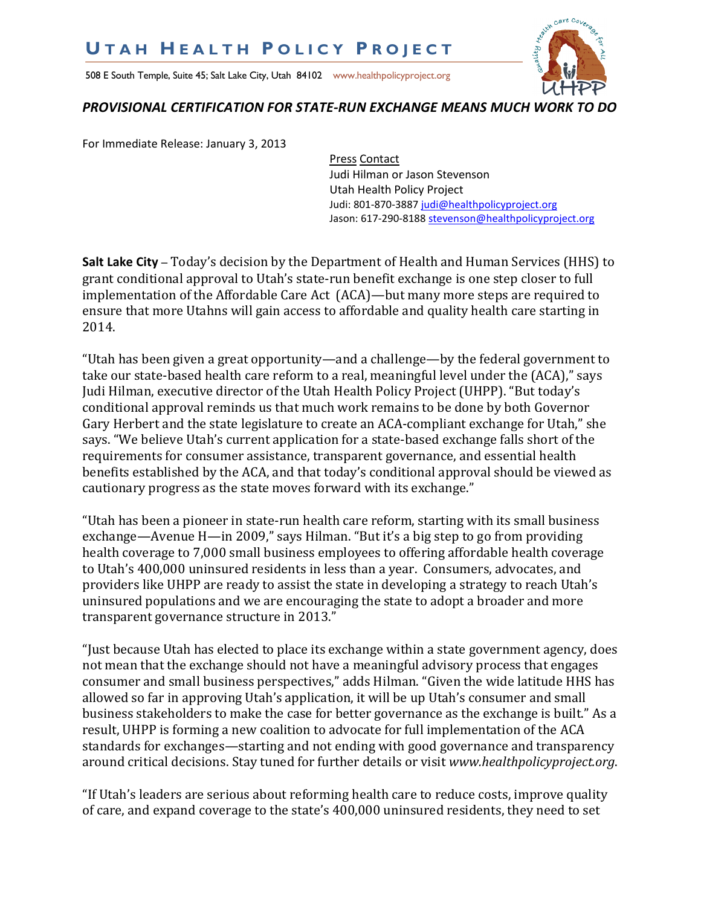# UTAH HEALTH POLICY PROJECT

508 E South Temple, Suite 45; Salt Lake City, Utah 84102 www.healthpolicyproject.org

## *PROVISIONAL CERTIFICATION FOR STATE-RUN EXCHANGE MEANS MUCH WORK TO DO*

For Immediate Release: January 3, 2013

Press Contact
Judi Hilman or Jason Stevenson
Utah Health Policy Project
Judi: 801-870-3887 judi@healthpolicyproject.org
Jason: 617-290-8188 stevenson@healthpolicyproject.org

**Salt Lake City** – Today's decision by the Department of Health and Human Services (HHS) to grant conditional approval to Utah's state-run benefit exchange is one step closer to full implementation of the Affordable Care Act (ACA)—but many more steps are required to ensure that more Utahns will gain access to affordable and quality health care starting in 2014.

"Utah has been given a great opportunity—and a challenge—by the federal government to take our state-based health care reform to a real, meaningful level under the (ACA)," says Judi Hilman, executive director of the Utah Health Policy Project (UHPP). "But today's conditional approval reminds us that much work remains to be done by both Governor Gary Herbert and the state legislature to create an ACA-compliant exchange for Utah," she says. "We believe Utah's current application for a state-based exchange falls short of the requirements for consumer assistance, transparent governance, and essential health benefits established by the ACA, and that today's conditional approval should be viewed as cautionary progress as the state moves forward with its exchange."

"Utah has been a pioneer in state-run health care reform, starting with its small business exchange—Avenue H—in 2009," says Hilman. "But it's a big step to go from providing health coverage to 7,000 small business employees to offering affordable health coverage to Utah's 400,000 uninsured residents in less than a year. Consumers, advocates, and providers like UHPP are ready to assist the state in developing a strategy to reach Utah's uninsured populations and we are encouraging the state to adopt a broader and more transparent governance structure in 2013."

"Just because Utah has elected to place its exchange within a state government agency, does not mean that the exchange should not have a meaningful advisory process that engages consumer and small business perspectives," adds Hilman. "Given the wide latitude HHS has allowed so far in approving Utah's application, it will be up Utah's consumer and small business stakeholders to make the case for better governance as the exchange is built." As a result, UHPP is forming a new coalition to advocate for full implementation of the ACA standards for exchanges—starting and not ending with good governance and transparency around critical decisions. Stay tuned for further details or visit *www.healthpolicyproject.org*.

"If Utah's leaders are serious about reforming health care to reduce costs, improve quality of care, and expand coverage to the state's 400,000 uninsured residents, they need to set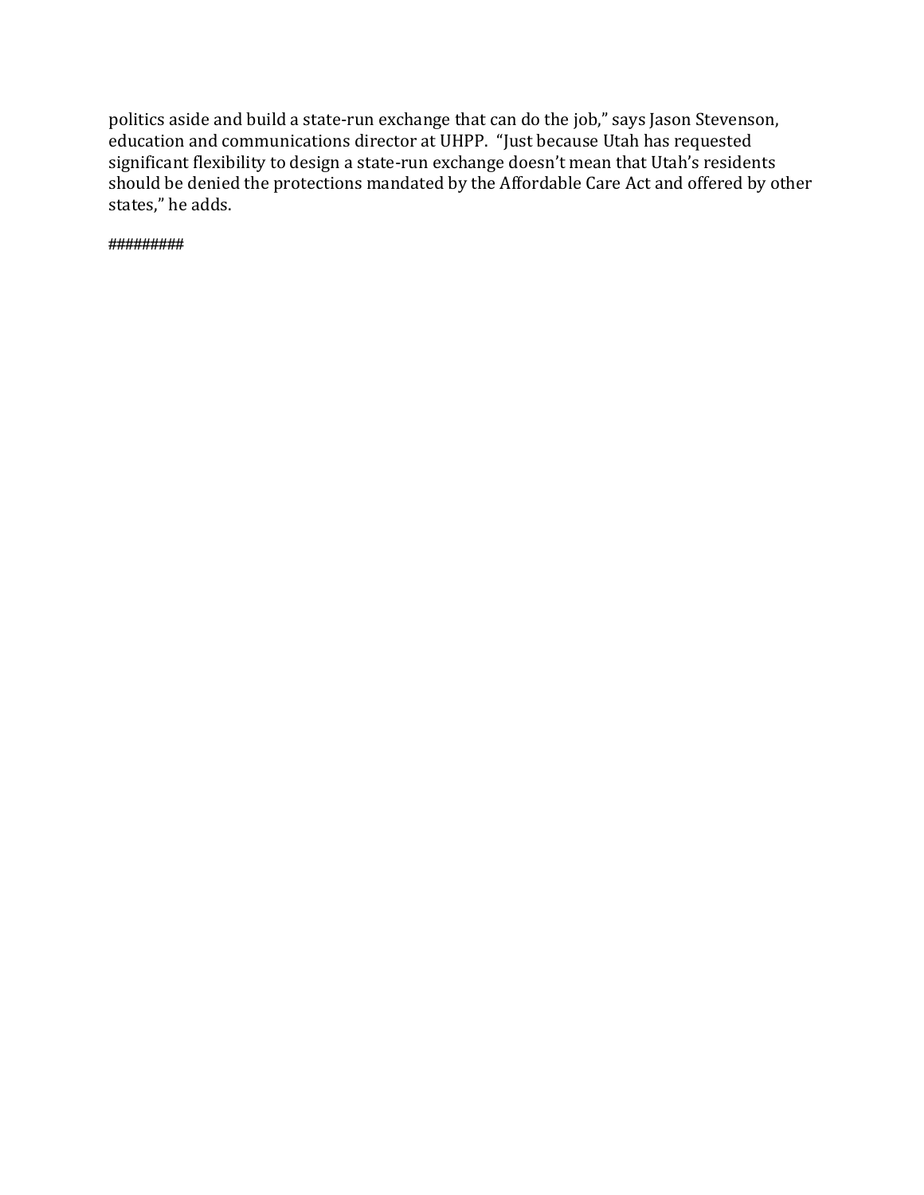politics aside and build a state-run exchange that can do the job," says Jason Stevenson, education and communications director at UHPP. "Just because Utah has requested significant flexibility to design a state-run exchange doesn't mean that Utah's residents should be denied the protections mandated by the Affordable Care Act and offered by other states," he adds.

#########